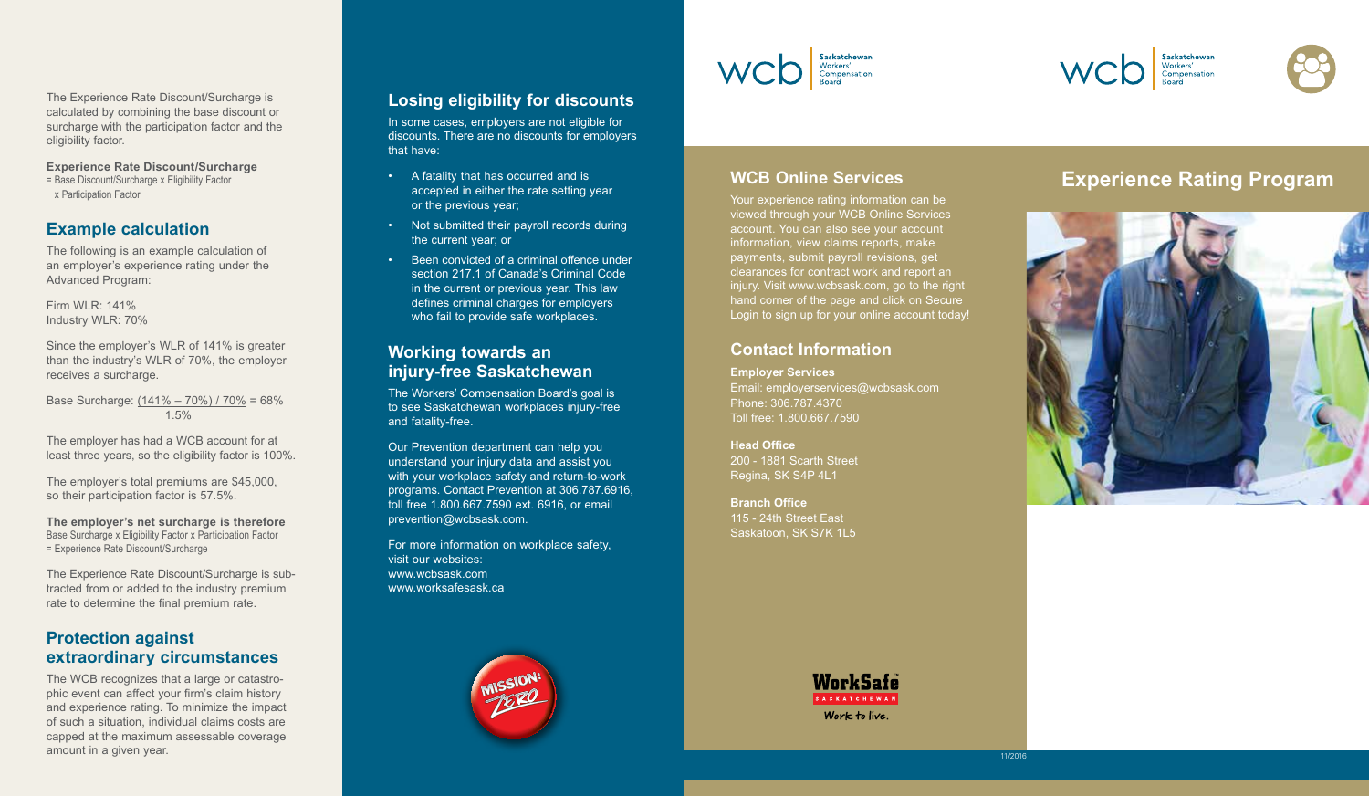The Experience Rate Discount/Surcharge is calculated by combining the base discount or surcharge with the participation factor and the eligibility factor.

**Experience Rate Discount/Surcharge**
= Base Discount/Surcharge x Eligibility Factor x Participation Factor

## Example calculation

The following is an example calculation of an employer's experience rating under the Advanced Program:

Firm WLR: 141%
Industry WLR: 70%

Since the employer's WLR of 141% is greater than the industry's WLR of 70%, the employer receives a surcharge.

Base Surcharge: $\frac{(141\% - 70\%) / 70\%}{1.5\%} = 68\%$

The employer has had a WCB account for at least three years, so the eligibility factor is 100%.

The employer's total premiums are $45,000, so their participation factor is 57.5%.

**The employer's net surcharge is therefore**
Base Surcharge x Eligibility Factor x Participation Factor
= Experience Rate Discount/Surcharge

The Experience Rate Discount/Surcharge is subtracted from or added to the industry premium rate to determine the final premium rate.

## Protection against extraordinary circumstances

The WCB recognizes that a large or catastrophic event can affect your firm's claim history and experience rating. To minimize the impact of such a situation, individual claims costs are capped at the maximum assessable coverage amount in a given year.

## Losing eligibility for discounts

In some cases, employers are not eligible for discounts. There are no discounts for employers that have:

- A fatality that has occurred and is accepted in either the rate setting year or the previous year;
- Not submitted their payroll records during the current year; or
- Been convicted of a criminal offence under section 217.1 of Canada's Criminal Code in the current or previous year. This law defines criminal charges for employers who fail to provide safe workplaces.

## Working towards an injury-free Saskatchewan

The Workers' Compensation Board's goal is to see Saskatchewan workplaces injury-free and fatality-free.

Our Prevention department can help you understand your injury data and assist you with your workplace safety and return-to-work programs. Contact Prevention at 306.787.6916, toll free 1.800.667.7590 ext. 6916, or email prevention@wcbsask.com.

For more information on workplace safety, visit our websites:
www.wcbsask.com
www.worksafesask.ca

MISSION: ZERO

WCB Saskatchewan Workers' Compensation Board

## WCB Online Services

Your experience rating information can be viewed through your WCB Online Services account. You can also see your account information, view claims reports, make payments, submit payroll revisions, get clearances for contract work and report an injury. Visit www.wcbsask.com, go to the right hand corner of the page and click on Secure Login to sign up for your online account today!

## Contact Information

**Employer Services**
Email: employerservices@wcbsask.com
Phone: 306.787.4370
Toll free: 1.800.667.7590

**Head Office**
200 - 1881 Scarth Street
Regina, SK S4P 4L1

**Branch Office**
115 - 24th Street East
Saskatoon, SK S7K 1L5

WorkSafe Saskatchewan
Work to live.

11/2016

WCB Saskatchewan Workers' Compensation Board

# Experience Rating Program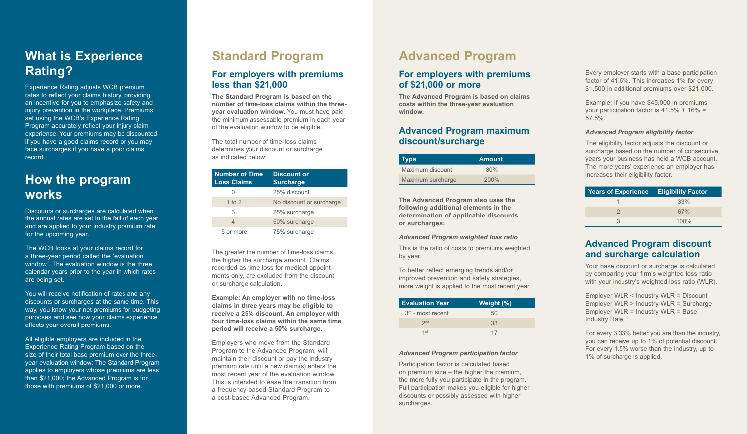## What is Experience Rating?

Experience Rating adjusts WCB premium rates to reflect your claims history, providing an incentive for you to emphasize safety and injury prevention in the workplace. Premiums set using the WCB's Experience Rating Program accurately reflect your injury claim experience. Your premiums may be discounted if you have a good claims record or you may face surcharges if you have a poor claims record.

## How the program works

Discounts or surcharges are calculated when the annual rates are set in the fall of each year and are applied to your industry premium rate for the upcoming year.

The WCB looks at your claims record for a three-year period called the 'evaluation window'. The evaluation window is the three calendar years prior to the year in which rates are being set.

You will receive notification of rates and any discounts or surcharges at the same time. This way, you know your net premiums for budgeting purposes and see how your claims experience affects your overall premiums.

All eligible employers are included in the Experience Rating Program based on the size of their total base premium over the three-year evaluation window: The Standard Program applies to employers whose premiums are less than $21,000; the Advanced Program is for those with premiums of $21,000 or more.

## Standard Program

### For employers with premiums less than $21,000

**The Standard Program is based on the number of time-loss claims within the three-year evaluation window.** You must have paid the minimum assessable premium in each year of the evaluation window to be eligible.

The total number of time-loss claims determines your discount or surcharge as indicated below:

| Number of Time Loss Claims | Discount or Surcharge |
|---|---|
| 0 | 25% discount |
| 1 to 2 | No discount or surcharge |
| 3 | 25% surcharge |
| 4 | 50% surcharge |
| 5 or more | 75% surcharge |

The greater the number of time-loss claims, the higher the surcharge amount. Claims recorded as time loss for medical appointments only, are excluded from the discount or surcharge calculation.

**Example: An employer with no time-loss claims in three years may be eligible to receive a 25% discount. An employer with four time-loss claims within the same time period will receive a 50% surcharge.**

Employers who move from the Standard Program to the Advanced Program, will maintain their discount or pay the industry premium rate until a new claim(s) enters the most recent year of the evaluation window. This is intended to ease the transition from a frequency-based Standard Program to a cost-based Advanced Program.

## Advanced Program

### For employers with premiums of $21,000 or more

**The Advanced Program is based on claims costs within the three-year evaluation window.**

### Advanced Program maximum discount/surcharge

| Type | Amount |
|---|---|
| Maximum discount | 30% |
| Maximum surcharge | 200% |

**The Advanced Program also uses the following additional elements in the determination of applicable discounts or surcharges:**

***Advanced Program weighted loss ratio***

This is the ratio of costs to premiums weighted by year.

To better reflect emerging trends and/or improved prevention and safety strategies, more weight is applied to the most recent year.

| Evaluation Year | Weight (%) |
|---|---|
| 3rd - most recent | 50 |
| 2nd | 33 |
| 1st | 17 |

***Advanced Program participation factor***

Participation factor is calculated based on premium size – the higher the premium, the more fully you participate in the program. Full participation makes you eligible for higher discounts or possibly assessed with higher surcharges.

Every employer starts with a base participation factor of 41.5%. This increases 1% for every $1,500 in additional premiums over $21,000.

Example: If you have $45,000 in premiums your participation factor is 41.5% + 16% = 57.5%.

***Advanced Program eligibility factor***

The eligibility factor adjusts the discount or surcharge based on the number of consecutive years your business has held a WCB account. The more years' experience an employer has increases their eligibility factor.

| Years of Experience | Eligibility Factor |
|---|---|
| 1 | 33% |
| 2 | 67% |
| 3 | 100% |

### Advanced Program discount and surcharge calculation

Your base discount or surcharge is calculated by comparing your firm's weighted loss ratio with your industry's weighted loss ratio (WLR).

Employer WLR < Industry WLR = Discount
Employer WLR > Industry WLR = Surcharge
Employer WLR = Industry WLR = Base Industry Rate

For every 3.33% better you are than the industry, you can receive up to 1% of potential discount. For every 1.5% worse than the industry, up to 1% of surcharge is applied.